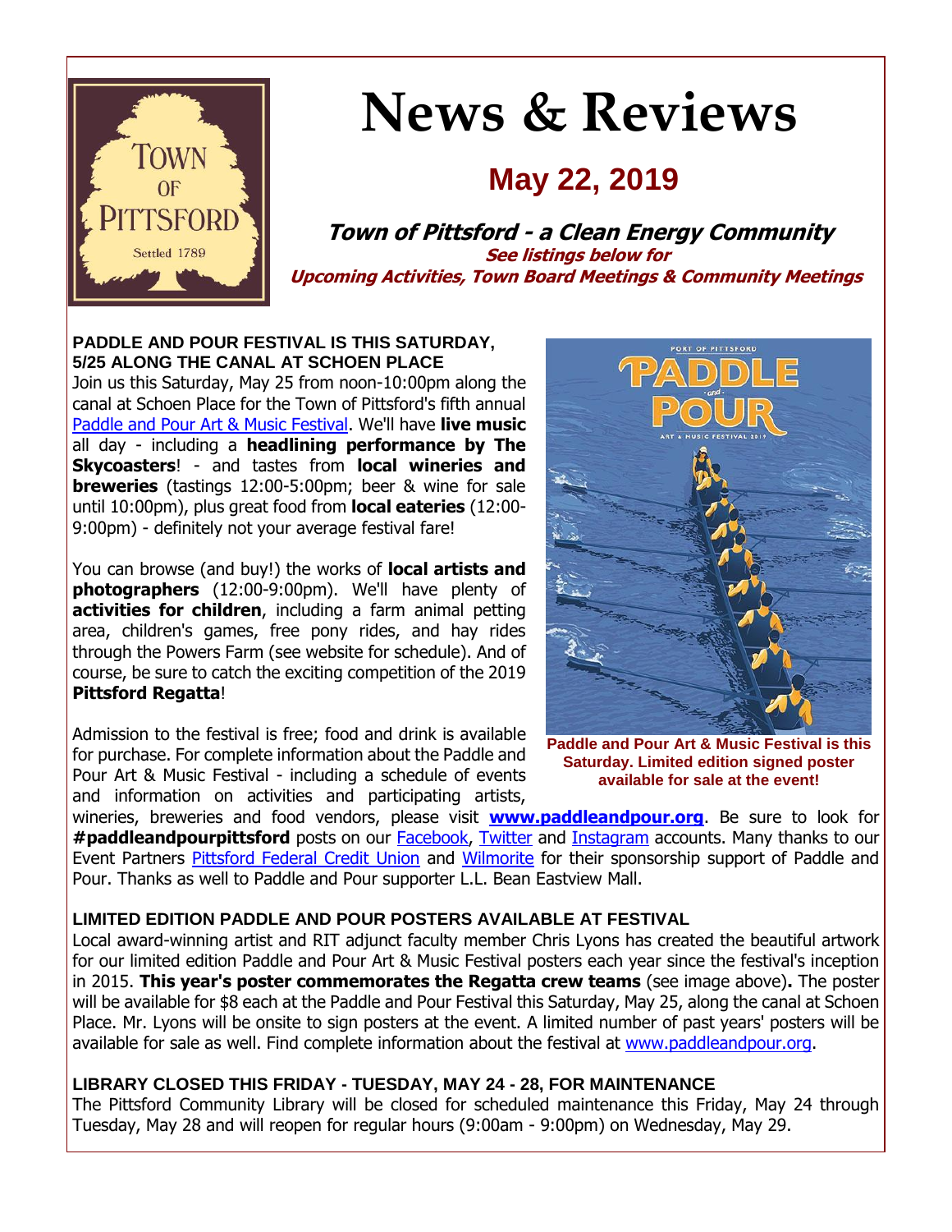# News & Reviews

## May 22, 2019

**Town of Pittsford - a Clean Energy Community**

**See listings below for Upcoming Activities, Town Board Meetings & Community Meetings**

### PADDLE AND POUR FESTIVAL IS THIS SATURDAY, 5/25 ALONG THE CANAL AT SCHOEN PLACE

Join us this Saturday, May 25 from noon-10:00pm along the canal at Schoen Place for the Town of Pittsford's fifth annual Paddle and Pour Art & Music Festival. We'll have **live music** all day - including a **headlining performance by The Skycoasters**! - and tastes from **local wineries and breweries** (tastings 12:00-5:00pm; beer & wine for sale until 10:00pm), plus great food from **local eateries** (12:00-9:00pm) - definitely not your average festival fare!

You can browse (and buy!) the works of **local artists and photographers** (12:00-9:00pm). We'll have plenty of **activities for children**, including a farm animal petting area, children's games, free pony rides, and hay rides through the Powers Farm (see website for schedule). And of course, be sure to catch the exciting competition of the 2019 **Pittsford Regatta**!

Admission to the festival is free; food and drink is available for purchase. For complete information about the Paddle and Pour Art & Music Festival - including a schedule of events and information on activities and participating artists, wineries, breweries and food vendors, please visit **www.paddleandpour.org**. Be sure to look for **#paddleandpourpittsford** posts on our Facebook, Twitter and Instagram accounts. Many thanks to our Event Partners Pittsford Federal Credit Union and Wilmorite for their sponsorship support of Paddle and Pour. Thanks as well to Paddle and Pour supporter L.L. Bean Eastview Mall.

**Paddle and Pour Art & Music Festival is this Saturday. Limited edition signed poster available for sale at the event!**

### LIMITED EDITION PADDLE AND POUR POSTERS AVAILABLE AT FESTIVAL

Local award-winning artist and RIT adjunct faculty member Chris Lyons has created the beautiful artwork for our limited edition Paddle and Pour Art & Music Festival posters each year since the festival's inception in 2015. **This year's poster commemorates the Regatta crew teams** (see image above)**.** The poster will be available for $8 each at the Paddle and Pour Festival this Saturday, May 25, along the canal at Schoen Place. Mr. Lyons will be onsite to sign posters at the event. A limited number of past years' posters will be available for sale as well. Find complete information about the festival at www.paddleandpour.org.

### LIBRARY CLOSED THIS FRIDAY - TUESDAY, MAY 24 - 28, FOR MAINTENANCE

The Pittsford Community Library will be closed for scheduled maintenance this Friday, May 24 through Tuesday, May 28 and will reopen for regular hours (9:00am - 9:00pm) on Wednesday, May 29.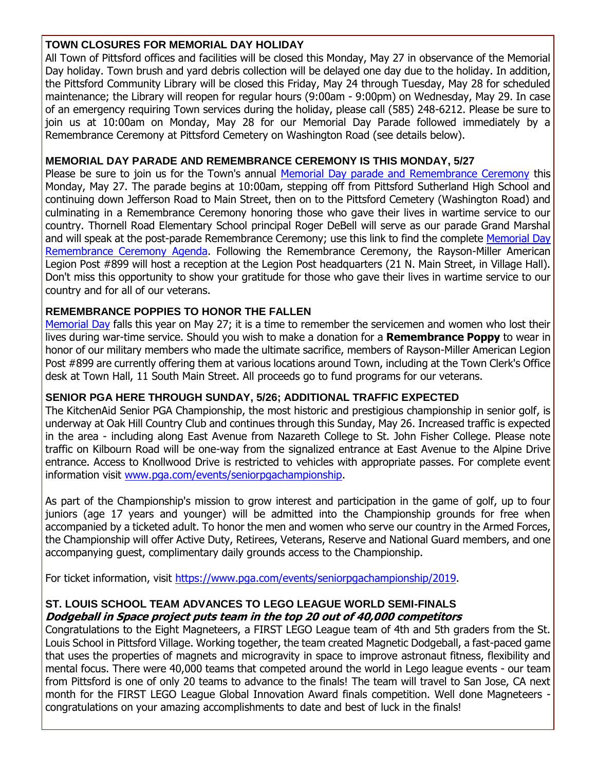### TOWN CLOSURES FOR MEMORIAL DAY HOLIDAY

All Town of Pittsford offices and facilities will be closed this Monday, May 27 in observance of the Memorial Day holiday. Town brush and yard debris collection will be delayed one day due to the holiday. In addition, the Pittsford Community Library will be closed this Friday, May 24 through Tuesday, May 28 for scheduled maintenance; the Library will reopen for regular hours (9:00am - 9:00pm) on Wednesday, May 29. In case of an emergency requiring Town services during the holiday, please call (585) 248-6212. Please be sure to join us at 10:00am on Monday, May 28 for our Memorial Day Parade followed immediately by a Remembrance Ceremony at Pittsford Cemetery on Washington Road (see details below).

### MEMORIAL DAY PARADE AND REMEMBRANCE CEREMONY IS THIS MONDAY, 5/27

Please be sure to join us for the Town's annual Memorial Day parade and Remembrance Ceremony this Monday, May 27. The parade begins at 10:00am, stepping off from Pittsford Sutherland High School and continuing down Jefferson Road to Main Street, then on to the Pittsford Cemetery (Washington Road) and culminating in a Remembrance Ceremony honoring those who gave their lives in wartime service to our country. Thornell Road Elementary School principal Roger DeBell will serve as our parade Grand Marshal and will speak at the post-parade Remembrance Ceremony; use this link to find the complete Memorial Day Remembrance Ceremony Agenda. Following the Remembrance Ceremony, the Rayson-Miller American Legion Post #899 will host a reception at the Legion Post headquarters (21 N. Main Street, in Village Hall). Don't miss this opportunity to show your gratitude for those who gave their lives in wartime service to our country and for all of our veterans.

### REMEMBRANCE POPPIES TO HONOR THE FALLEN

Memorial Day falls this year on May 27; it is a time to remember the servicemen and women who lost their lives during war-time service. Should you wish to make a donation for a **Remembrance Poppy** to wear in honor of our military members who made the ultimate sacrifice, members of Rayson-Miller American Legion Post #899 are currently offering them at various locations around Town, including at the Town Clerk's Office desk at Town Hall, 11 South Main Street. All proceeds go to fund programs for our veterans.

### SENIOR PGA HERE THROUGH SUNDAY, 5/26; ADDITIONAL TRAFFIC EXPECTED

The KitchenAid Senior PGA Championship, the most historic and prestigious championship in senior golf, is underway at Oak Hill Country Club and continues through this Sunday, May 26. Increased traffic is expected in the area - including along East Avenue from Nazareth College to St. John Fisher College. Please note traffic on Kilbourn Road will be one-way from the signalized entrance at East Avenue to the Alpine Drive entrance. Access to Knollwood Drive is restricted to vehicles with appropriate passes. For complete event information visit www.pga.com/events/seniorpgachampionship.

As part of the Championship's mission to grow interest and participation in the game of golf, up to four juniors (age 17 years and younger) will be admitted into the Championship grounds for free when accompanied by a ticketed adult. To honor the men and women who serve our country in the Armed Forces, the Championship will offer Active Duty, Retirees, Veterans, Reserve and National Guard members, and one accompanying guest, complimentary daily grounds access to the Championship.

For ticket information, visit https://www.pga.com/events/seniorpgachampionship/2019.

### ST. LOUIS SCHOOL TEAM ADVANCES TO LEGO LEAGUE WORLD SEMI-FINALS

***Dodgeball in Space project puts team in the top 20 out of 40,000 competitors***

Congratulations to the Eight Magneteers, a FIRST LEGO League team of 4th and 5th graders from the St. Louis School in Pittsford Village. Working together, the team created Magnetic Dodgeball, a fast-paced game that uses the properties of magnets and microgravity in space to improve astronaut fitness, flexibility and mental focus. There were 40,000 teams that competed around the world in Lego league events - our team from Pittsford is one of only 20 teams to advance to the finals! The team will travel to San Jose, CA next month for the FIRST LEGO League Global Innovation Award finals competition. Well done Magneteers - congratulations on your amazing accomplishments to date and best of luck in the finals!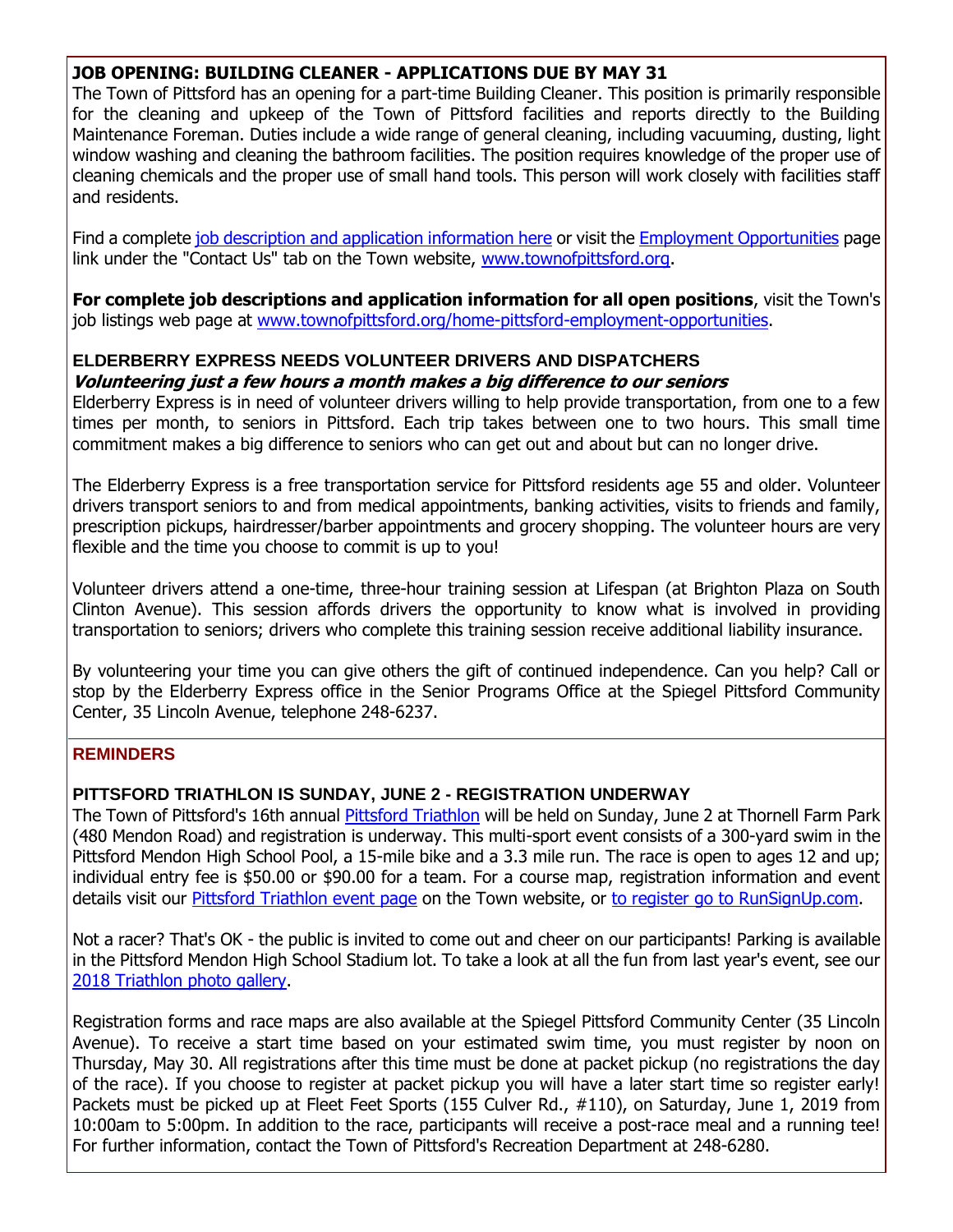### JOB OPENING: BUILDING CLEANER - APPLICATIONS DUE BY MAY 31

The Town of Pittsford has an opening for a part-time Building Cleaner. This position is primarily responsible for the cleaning and upkeep of the Town of Pittsford facilities and reports directly to the Building Maintenance Foreman. Duties include a wide range of general cleaning, including vacuuming, dusting, light window washing and cleaning the bathroom facilities. The position requires knowledge of the proper use of cleaning chemicals and the proper use of small hand tools. This person will work closely with facilities staff and residents.

Find a complete job description and application information here or visit the Employment Opportunities page link under the "Contact Us" tab on the Town website, www.townofpittsford.org.

**For complete job descriptions and application information for all open positions**, visit the Town's job listings web page at www.townofpittsford.org/home-pittsford-employment-opportunities.

### ELDERBERRY EXPRESS NEEDS VOLUNTEER DRIVERS AND DISPATCHERS

***Volunteering just a few hours a month makes a big difference to our seniors***

Elderberry Express is in need of volunteer drivers willing to help provide transportation, from one to a few times per month, to seniors in Pittsford. Each trip takes between one to two hours. This small time commitment makes a big difference to seniors who can get out and about but can no longer drive.

The Elderberry Express is a free transportation service for Pittsford residents age 55 and older. Volunteer drivers transport seniors to and from medical appointments, banking activities, visits to friends and family, prescription pickups, hairdresser/barber appointments and grocery shopping. The volunteer hours are very flexible and the time you choose to commit is up to you!

Volunteer drivers attend a one-time, three-hour training session at Lifespan (at Brighton Plaza on South Clinton Avenue). This session affords drivers the opportunity to know what is involved in providing transportation to seniors; drivers who complete this training session receive additional liability insurance.

By volunteering your time you can give others the gift of continued independence. Can you help? Call or stop by the Elderberry Express office in the Senior Programs Office at the Spiegel Pittsford Community Center, 35 Lincoln Avenue, telephone 248-6237.

## REMINDERS

### PITTSFORD TRIATHLON IS SUNDAY, JUNE 2 - REGISTRATION UNDERWAY

The Town of Pittsford's 16th annual Pittsford Triathlon will be held on Sunday, June 2 at Thornell Farm Park (480 Mendon Road) and registration is underway. This multi-sport event consists of a 300-yard swim in the Pittsford Mendon High School Pool, a 15-mile bike and a 3.3 mile run. The race is open to ages 12 and up; individual entry fee is $50.00 or $90.00 for a team. For a course map, registration information and event details visit our Pittsford Triathlon event page on the Town website, or to register go to RunSignUp.com.

Not a racer? That's OK - the public is invited to come out and cheer on our participants! Parking is available in the Pittsford Mendon High School Stadium lot. To take a look at all the fun from last year's event, see our 2018 Triathlon photo gallery.

Registration forms and race maps are also available at the Spiegel Pittsford Community Center (35 Lincoln Avenue). To receive a start time based on your estimated swim time, you must register by noon on Thursday, May 30. All registrations after this time must be done at packet pickup (no registrations the day of the race). If you choose to register at packet pickup you will have a later start time so register early! Packets must be picked up at Fleet Feet Sports (155 Culver Rd., #110), on Saturday, June 1, 2019 from 10:00am to 5:00pm. In addition to the race, participants will receive a post-race meal and a running tee! For further information, contact the Town of Pittsford's Recreation Department at 248-6280.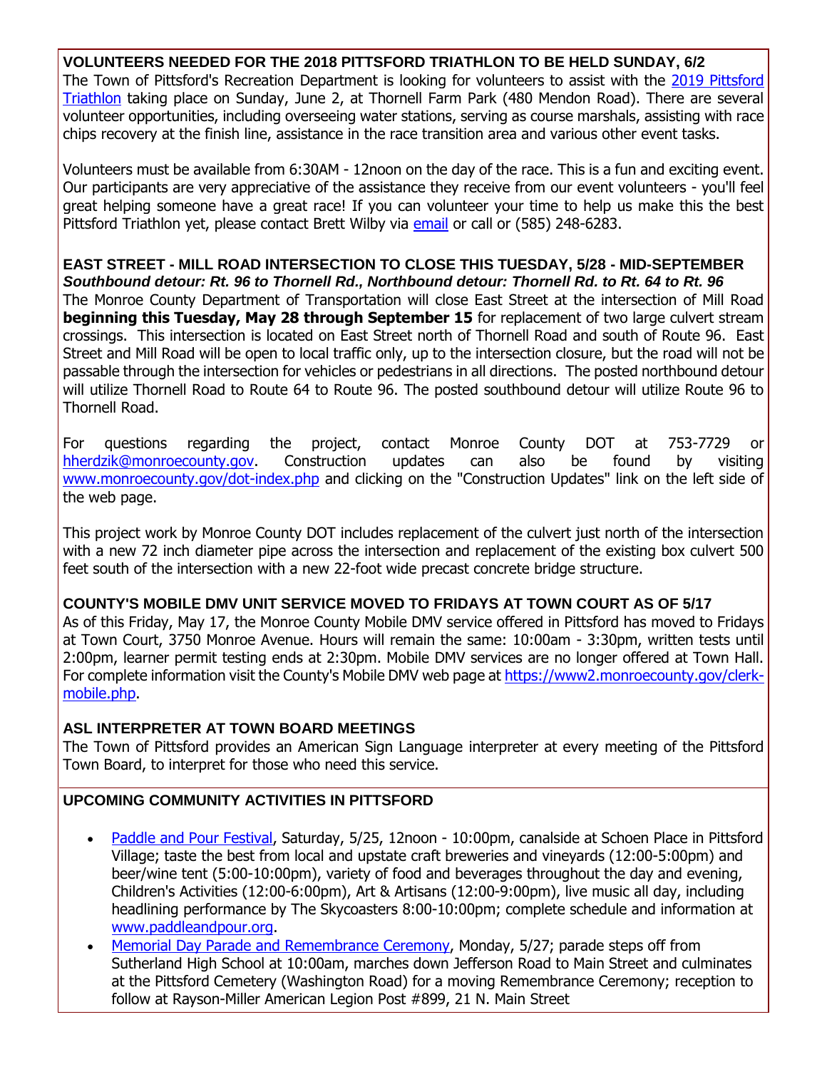**VOLUNTEERS NEEDED FOR THE 2018 PITTSFORD TRIATHLON TO BE HELD SUNDAY, 6/2**

The Town of Pittsford's Recreation Department is looking for volunteers to assist with the 2019 Pittsford Triathlon taking place on Sunday, June 2, at Thornell Farm Park (480 Mendon Road). There are several volunteer opportunities, including overseeing water stations, serving as course marshals, assisting with race chips recovery at the finish line, assistance in the race transition area and various other event tasks.

Volunteers must be available from 6:30AM - 12noon on the day of the race. This is a fun and exciting event. Our participants are very appreciative of the assistance they receive from our event volunteers - you'll feel great helping someone have a great race! If you can volunteer your time to help us make this the best Pittsford Triathlon yet, please contact Brett Wilby via email or call or (585) 248-6283.

**EAST STREET - MILL ROAD INTERSECTION TO CLOSE THIS TUESDAY, 5/28 - MID-SEPTEMBER**

***Southbound detour: Rt. 96 to Thornell Rd., Northbound detour: Thornell Rd. to Rt. 64 to Rt. 96***

The Monroe County Department of Transportation will close East Street at the intersection of Mill Road **beginning this Tuesday, May 28 through September 15** for replacement of two large culvert stream crossings. This intersection is located on East Street north of Thornell Road and south of Route 96. East Street and Mill Road will be open to local traffic only, up to the intersection closure, but the road will not be passable through the intersection for vehicles or pedestrians in all directions. The posted northbound detour will utilize Thornell Road to Route 64 to Route 96. The posted southbound detour will utilize Route 96 to Thornell Road.

For questions regarding the project, contact Monroe County DOT at 753-7729 or hherdzik@monroecounty.gov. Construction updates can also be found by visiting www.monroecounty.gov/dot-index.php and clicking on the "Construction Updates" link on the left side of the web page.

This project work by Monroe County DOT includes replacement of the culvert just north of the intersection with a new 72 inch diameter pipe across the intersection and replacement of the existing box culvert 500 feet south of the intersection with a new 22-foot wide precast concrete bridge structure.

**COUNTY'S MOBILE DMV UNIT SERVICE MOVED TO FRIDAYS AT TOWN COURT AS OF 5/17**

As of this Friday, May 17, the Monroe County Mobile DMV service offered in Pittsford has moved to Fridays at Town Court, 3750 Monroe Avenue. Hours will remain the same: 10:00am - 3:30pm, written tests until 2:00pm, learner permit testing ends at 2:30pm. Mobile DMV services are no longer offered at Town Hall. For complete information visit the County's Mobile DMV web page at https://www2.monroecounty.gov/clerk-mobile.php.

**ASL INTERPRETER AT TOWN BOARD MEETINGS**

The Town of Pittsford provides an American Sign Language interpreter at every meeting of the Pittsford Town Board, to interpret for those who need this service.

**UPCOMING COMMUNITY ACTIVITIES IN PITTSFORD**

- Paddle and Pour Festival, Saturday, 5/25, 12noon - 10:00pm, canalside at Schoen Place in Pittsford Village; taste the best from local and upstate craft breweries and vineyards (12:00-5:00pm) and beer/wine tent (5:00-10:00pm), variety of food and beverages throughout the day and evening, Children's Activities (12:00-6:00pm), Art & Artisans (12:00-9:00pm), live music all day, including headlining performance by The Skycoasters 8:00-10:00pm; complete schedule and information at www.paddleandpour.org.
- Memorial Day Parade and Remembrance Ceremony, Monday, 5/27; parade steps off from Sutherland High School at 10:00am, marches down Jefferson Road to Main Street and culminates at the Pittsford Cemetery (Washington Road) for a moving Remembrance Ceremony; reception to follow at Rayson-Miller American Legion Post #899, 21 N. Main Street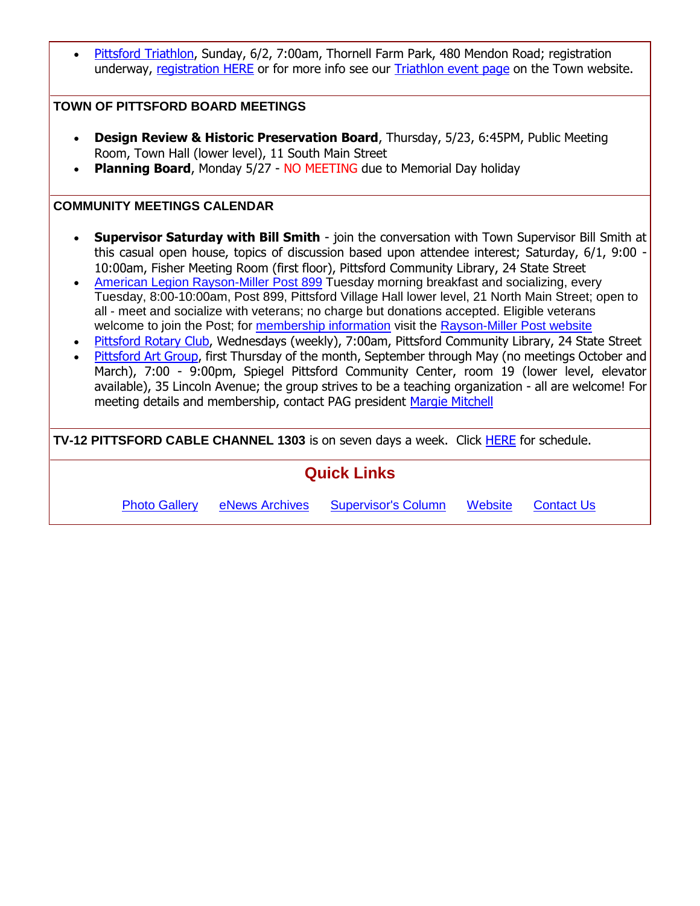- Pittsford Triathlon, Sunday, 6/2, 7:00am, Thornell Farm Park, 480 Mendon Road; registration underway, registration HERE or for more info see our Triathlon event page on the Town website.

**TOWN OF PITTSFORD BOARD MEETINGS**

- **Design Review & Historic Preservation Board**, Thursday, 5/23, 6:45PM, Public Meeting Room, Town Hall (lower level), 11 South Main Street
- **Planning Board**, Monday 5/27 - NO MEETING due to Memorial Day holiday

**COMMUNITY MEETINGS CALENDAR**

- **Supervisor Saturday with Bill Smith** - join the conversation with Town Supervisor Bill Smith at this casual open house, topics of discussion based upon attendee interest; Saturday, 6/1, 9:00 - 10:00am, Fisher Meeting Room (first floor), Pittsford Community Library, 24 State Street
- American Legion Rayson-Miller Post 899 Tuesday morning breakfast and socializing, every Tuesday, 8:00-10:00am, Post 899, Pittsford Village Hall lower level, 21 North Main Street; open to all - meet and socialize with veterans; no charge but donations accepted. Eligible veterans welcome to join the Post; for membership information visit the Rayson-Miller Post website
- Pittsford Rotary Club, Wednesdays (weekly), 7:00am, Pittsford Community Library, 24 State Street
- Pittsford Art Group, first Thursday of the month, September through May (no meetings October and March), 7:00 - 9:00pm, Spiegel Pittsford Community Center, room 19 (lower level, elevator available), 35 Lincoln Avenue; the group strives to be a teaching organization - all are welcome! For meeting details and membership, contact PAG president Margie Mitchell

**TV-12 PITTSFORD CABLE CHANNEL 1303** is on seven days a week. Click HERE for schedule.

## Quick Links

Photo Gallery eNews Archives Supervisor's Column Website Contact Us